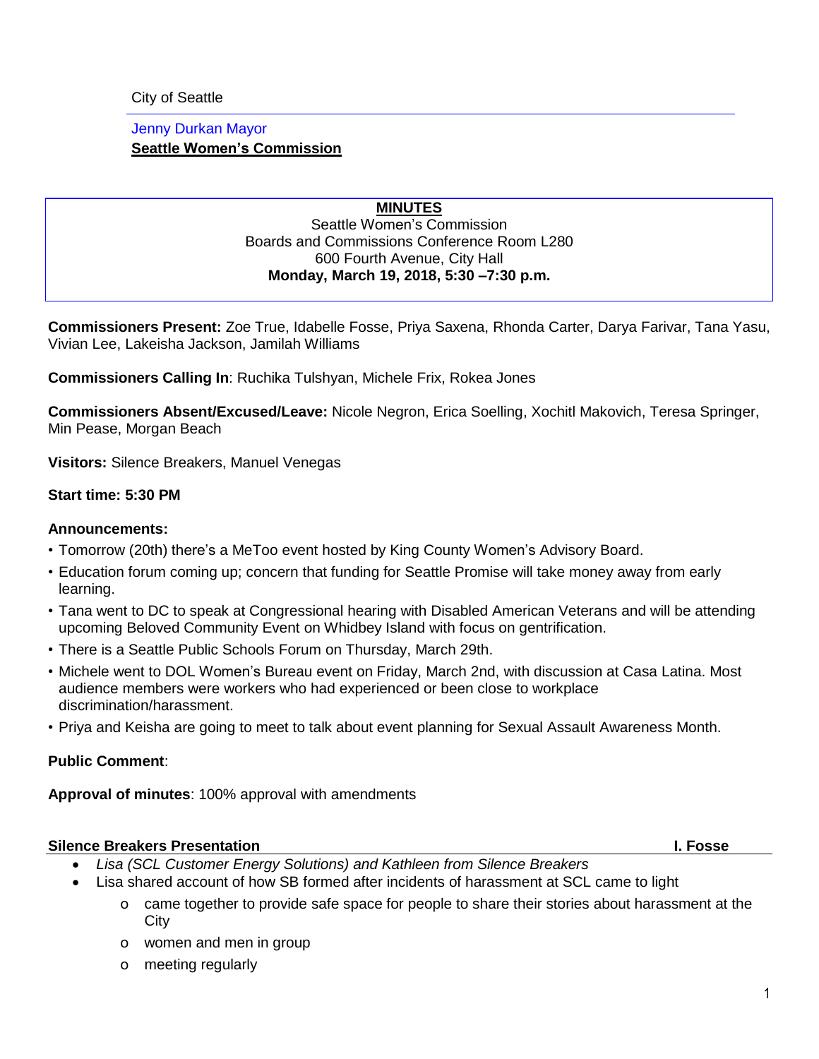City of Seattle

Jenny Durkan Mayor

**Seattle Women's Commission**

**MINUTES**

Seattle Women's Commission
Boards and Commissions Conference Room L280
600 Fourth Avenue, City Hall
**Monday, March 19, 2018, 5:30 –7:30 p.m.**

**Commissioners Present:** Zoe True, Idabelle Fosse, Priya Saxena, Rhonda Carter, Darya Farivar, Tana Yasu, Vivian Lee, Lakeisha Jackson, Jamilah Williams

**Commissioners Calling In**: Ruchika Tulshyan, Michele Frix, Rokea Jones

**Commissioners Absent/Excused/Leave:** Nicole Negron, Erica Soelling, Xochitl Makovich, Teresa Springer, Min Pease, Morgan Beach

**Visitors:** Silence Breakers, Manuel Venegas

**Start time: 5:30 PM**

**Announcements:**

- Tomorrow (20th) there's a MeToo event hosted by King County Women's Advisory Board.
- Education forum coming up; concern that funding for Seattle Promise will take money away from early learning.
- Tana went to DC to speak at Congressional hearing with Disabled American Veterans and will be attending upcoming Beloved Community Event on Whidbey Island with focus on gentrification.
- There is a Seattle Public Schools Forum on Thursday, March 29th.
- Michele went to DOL Women's Bureau event on Friday, March 2nd, with discussion at Casa Latina. Most audience members were workers who had experienced or been close to workplace discrimination/harassment.
- Priya and Keisha are going to meet to talk about event planning for Sexual Assault Awareness Month.

**Public Comment**:

**Approval of minutes**: 100% approval with amendments

**Silence Breakers Presentation** — **I. Fosse**

- *Lisa (SCL Customer Energy Solutions) and Kathleen from Silence Breakers*
- Lisa shared account of how SB formed after incidents of harassment at SCL came to light
  - came together to provide safe space for people to share their stories about harassment at the City
  - women and men in group
  - meeting regularly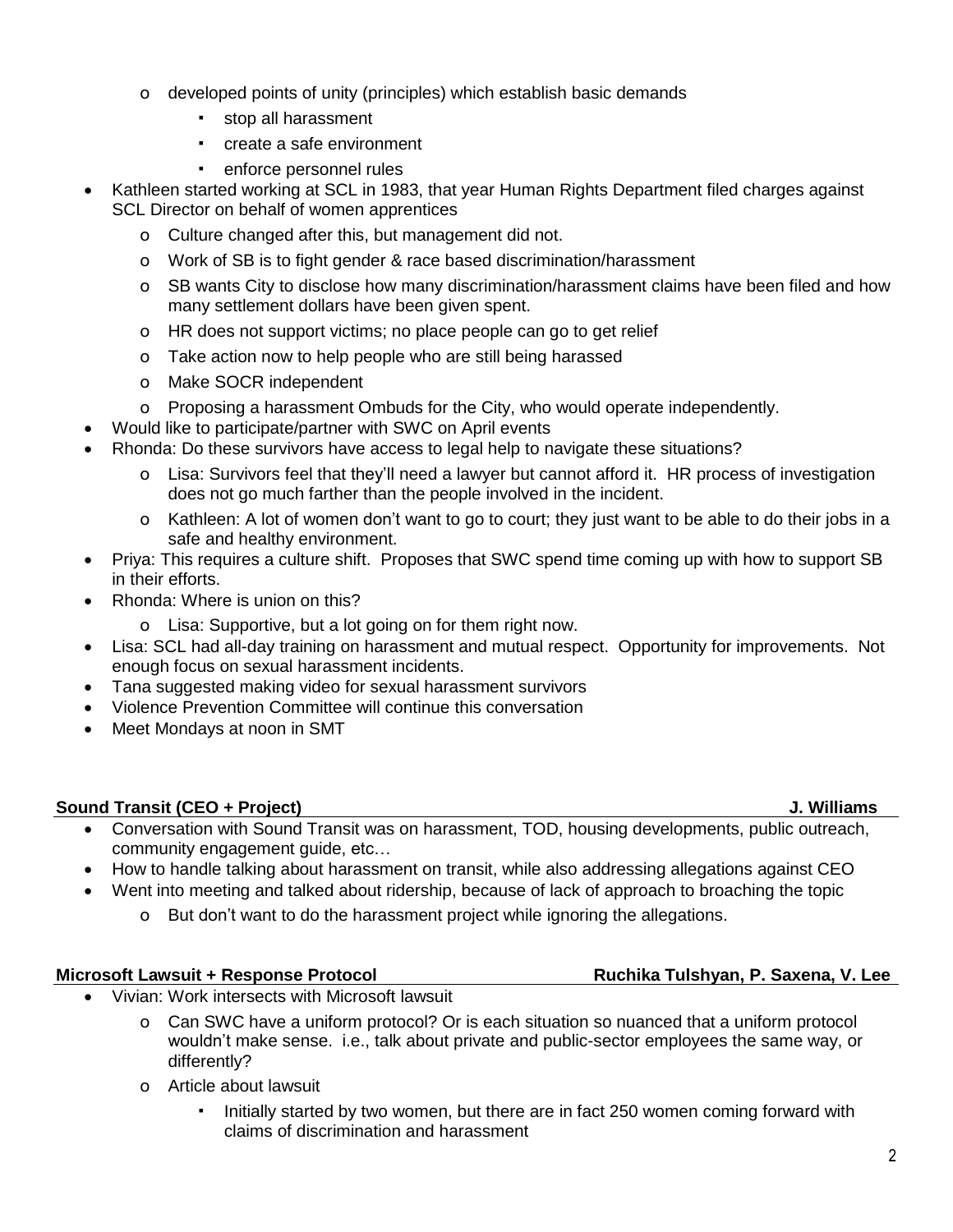- developed points of unity (principles) which establish basic demands
  - stop all harassment
  - create a safe environment
  - enforce personnel rules
- Kathleen started working at SCL in 1983, that year Human Rights Department filed charges against SCL Director on behalf of women apprentices
  - Culture changed after this, but management did not.
  - Work of SB is to fight gender & race based discrimination/harassment
  - SB wants City to disclose how many discrimination/harassment claims have been filed and how many settlement dollars have been given spent.
  - HR does not support victims; no place people can go to get relief
  - Take action now to help people who are still being harassed
  - Make SOCR independent
  - Proposing a harassment Ombuds for the City, who would operate independently.
- Would like to participate/partner with SWC on April events
- Rhonda: Do these survivors have access to legal help to navigate these situations?
  - Lisa: Survivors feel that they'll need a lawyer but cannot afford it. HR process of investigation does not go much farther than the people involved in the incident.
  - Kathleen: A lot of women don't want to go to court; they just want to be able to do their jobs in a safe and healthy environment.
- Priya: This requires a culture shift. Proposes that SWC spend time coming up with how to support SB in their efforts.
- Rhonda: Where is union on this?
  - Lisa: Supportive, but a lot going on for them right now.
- Lisa: SCL had all-day training on harassment and mutual respect. Opportunity for improvements. Not enough focus on sexual harassment incidents.
- Tana suggested making video for sexual harassment survivors
- Violence Prevention Committee will continue this conversation
- Meet Mondays at noon in SMT

**Sound Transit (CEO + Project)** **J. Williams**

- Conversation with Sound Transit was on harassment, TOD, housing developments, public outreach, community engagement guide, etc…
- How to handle talking about harassment on transit, while also addressing allegations against CEO
- Went into meeting and talked about ridership, because of lack of approach to broaching the topic
  - But don't want to do the harassment project while ignoring the allegations.

**Microsoft Lawsuit + Response Protocol** **Ruchika Tulshyan, P. Saxena, V. Lee**

- Vivian: Work intersects with Microsoft lawsuit
  - Can SWC have a uniform protocol? Or is each situation so nuanced that a uniform protocol wouldn't make sense. i.e., talk about private and public-sector employees the same way, or differently?
  - Article about lawsuit
    - Initially started by two women, but there are in fact 250 women coming forward with claims of discrimination and harassment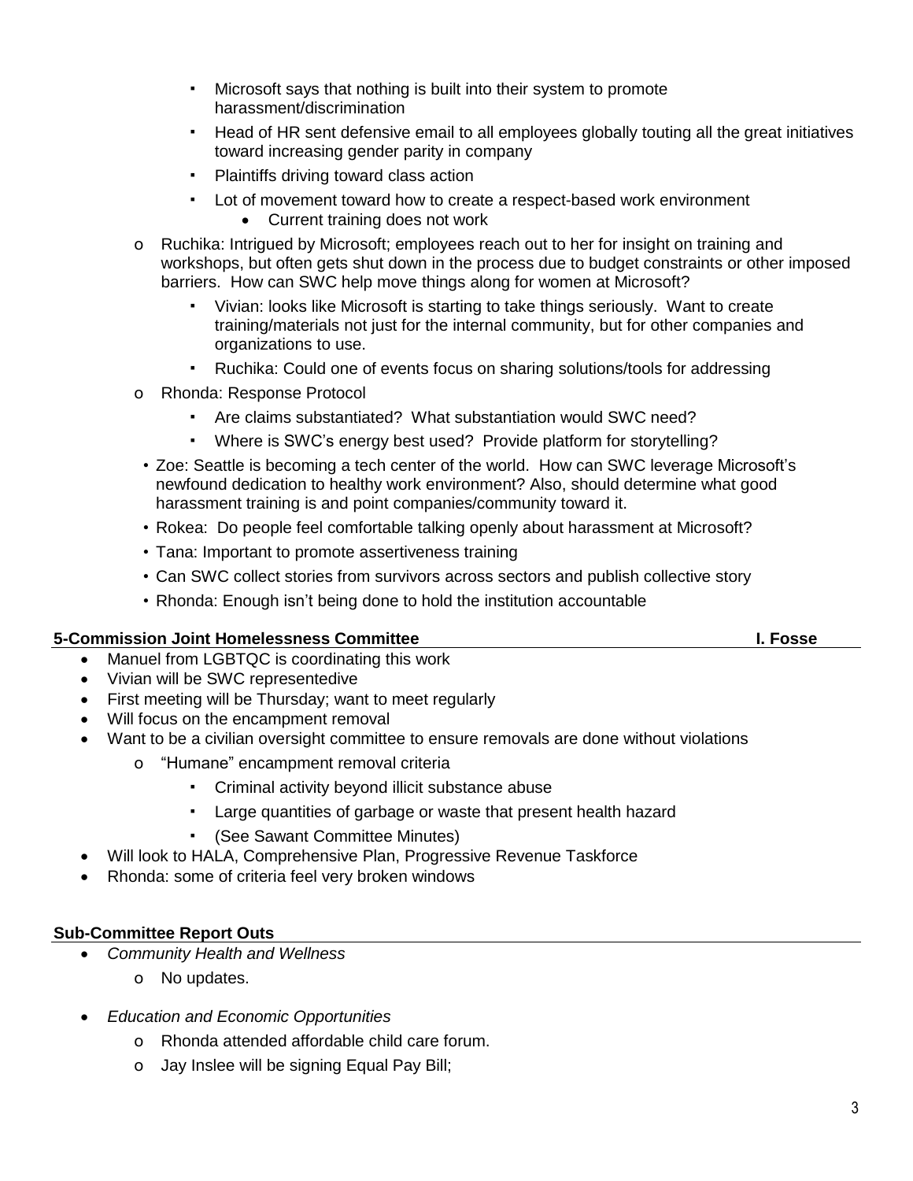- Microsoft says that nothing is built into their system to promote harassment/discrimination
    - Head of HR sent defensive email to all employees globally touting all the great initiatives toward increasing gender parity in company
    - Plaintiffs driving toward class action
    - Lot of movement toward how to create a respect-based work environment
      - Current training does not work
  - Ruchika: Intrigued by Microsoft; employees reach out to her for insight on training and workshops, but often gets shut down in the process due to budget constraints or other imposed barriers. How can SWC help move things along for women at Microsoft?
    - Vivian: looks like Microsoft is starting to take things seriously. Want to create training/materials not just for the internal community, but for other companies and organizations to use.
    - Ruchika: Could one of events focus on sharing solutions/tools for addressing
  - Rhonda: Response Protocol
    - Are claims substantiated? What substantiation would SWC need?
    - Where is SWC's energy best used? Provide platform for storytelling?
  - Zoe: Seattle is becoming a tech center of the world. How can SWC leverage Microsoft's newfound dedication to healthy work environment? Also, should determine what good harassment training is and point companies/community toward it.
  - Rokea: Do people feel comfortable talking openly about harassment at Microsoft?
  - Tana: Important to promote assertiveness training
  - Can SWC collect stories from survivors across sectors and publish collective story
  - Rhonda: Enough isn't being done to hold the institution accountable

**5-Commission Joint Homelessness Committee** **I. Fosse**

- Manuel from LGBTQC is coordinating this work
- Vivian will be SWC representedive
- First meeting will be Thursday; want to meet regularly
- Will focus on the encampment removal
- Want to be a civilian oversight committee to ensure removals are done without violations
  - "Humane" encampment removal criteria
    - Criminal activity beyond illicit substance abuse
    - Large quantities of garbage or waste that present health hazard
    - (See Sawant Committee Minutes)
- Will look to HALA, Comprehensive Plan, Progressive Revenue Taskforce
- Rhonda: some of criteria feel very broken windows

**Sub-Committee Report Outs**

- *Community Health and Wellness*
  - No updates.
- *Education and Economic Opportunities*
  - Rhonda attended affordable child care forum.
  - Jay Inslee will be signing Equal Pay Bill;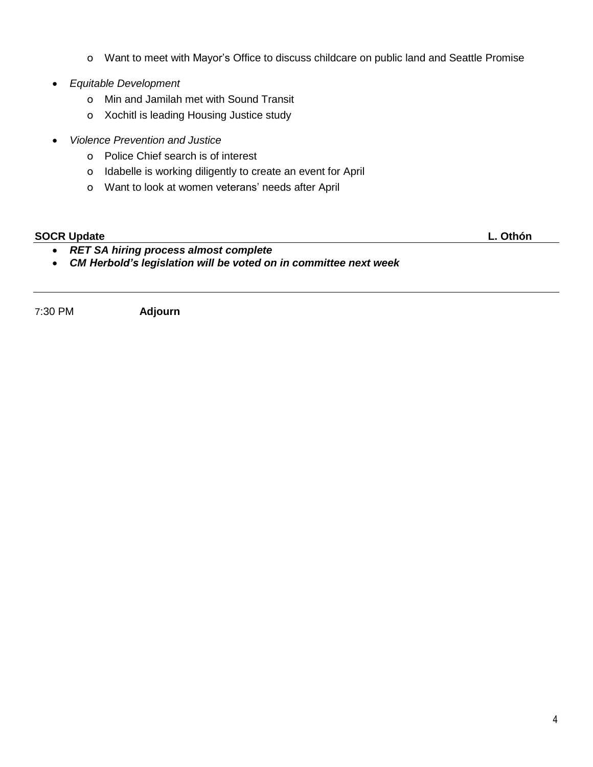- Want to meet with Mayor's Office to discuss childcare on public land and Seattle Promise

- *Equitable Development*
  - Min and Jamilah met with Sound Transit
  - Xochitl is leading Housing Justice study

- *Violence Prevention and Justice*
  - Police Chief search is of interest
  - Idabelle is working diligently to create an event for April
  - Want to look at women veterans' needs after April

**SOCR Update** **L. Othón**

- ***RET SA hiring process almost complete***
- ***CM Herbold's legislation will be voted on in committee next week***

---

7:30 PM **Adjourn**